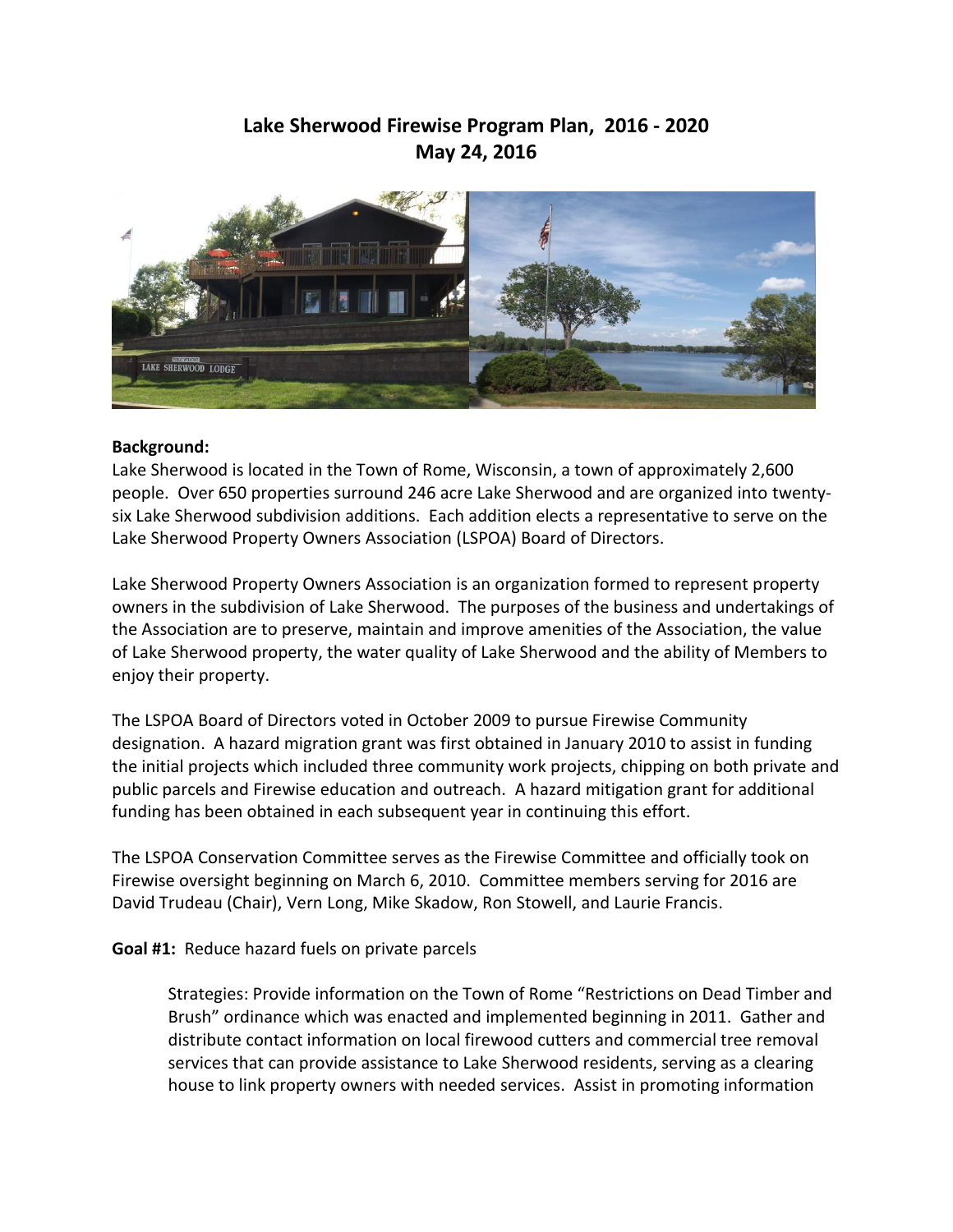# Lake Sherwood Firewise Program Plan, 2016 - 2020
## May 24, 2016

**Background:**
Lake Sherwood is located in the Town of Rome, Wisconsin, a town of approximately 2,600 people. Over 650 properties surround 246 acre Lake Sherwood and are organized into twenty-six Lake Sherwood subdivision additions. Each addition elects a representative to serve on the Lake Sherwood Property Owners Association (LSPOA) Board of Directors.

Lake Sherwood Property Owners Association is an organization formed to represent property owners in the subdivision of Lake Sherwood. The purposes of the business and undertakings of the Association are to preserve, maintain and improve amenities of the Association, the value of Lake Sherwood property, the water quality of Lake Sherwood and the ability of Members to enjoy their property.

The LSPOA Board of Directors voted in October 2009 to pursue Firewise Community designation. A hazard migration grant was first obtained in January 2010 to assist in funding the initial projects which included three community work projects, chipping on both private and public parcels and Firewise education and outreach. A hazard mitigation grant for additional funding has been obtained in each subsequent year in continuing this effort.

The LSPOA Conservation Committee serves as the Firewise Committee and officially took on Firewise oversight beginning on March 6, 2010. Committee members serving for 2016 are David Trudeau (Chair), Vern Long, Mike Skadow, Ron Stowell, and Laurie Francis.

**Goal #1:** Reduce hazard fuels on private parcels

Strategies: Provide information on the Town of Rome "Restrictions on Dead Timber and Brush" ordinance which was enacted and implemented beginning in 2011. Gather and distribute contact information on local firewood cutters and commercial tree removal services that can provide assistance to Lake Sherwood residents, serving as a clearing house to link property owners with needed services. Assist in promoting information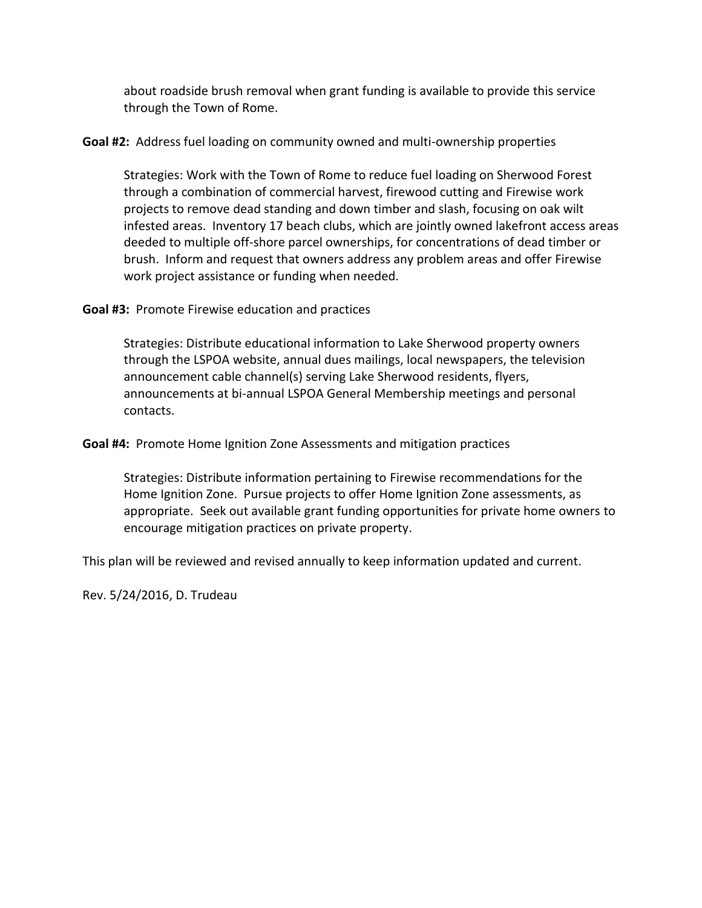about roadside brush removal when grant funding is available to provide this service through the Town of Rome.

**Goal #2:** Address fuel loading on community owned and multi-ownership properties

Strategies: Work with the Town of Rome to reduce fuel loading on Sherwood Forest through a combination of commercial harvest, firewood cutting and Firewise work projects to remove dead standing and down timber and slash, focusing on oak wilt infested areas. Inventory 17 beach clubs, which are jointly owned lakefront access areas deeded to multiple off-shore parcel ownerships, for concentrations of dead timber or brush. Inform and request that owners address any problem areas and offer Firewise work project assistance or funding when needed.

**Goal #3:** Promote Firewise education and practices

Strategies: Distribute educational information to Lake Sherwood property owners through the LSPOA website, annual dues mailings, local newspapers, the television announcement cable channel(s) serving Lake Sherwood residents, flyers, announcements at bi-annual LSPOA General Membership meetings and personal contacts.

**Goal #4:** Promote Home Ignition Zone Assessments and mitigation practices

Strategies: Distribute information pertaining to Firewise recommendations for the Home Ignition Zone. Pursue projects to offer Home Ignition Zone assessments, as appropriate. Seek out available grant funding opportunities for private home owners to encourage mitigation practices on private property.

This plan will be reviewed and revised annually to keep information updated and current.

Rev. 5/24/2016, D. Trudeau